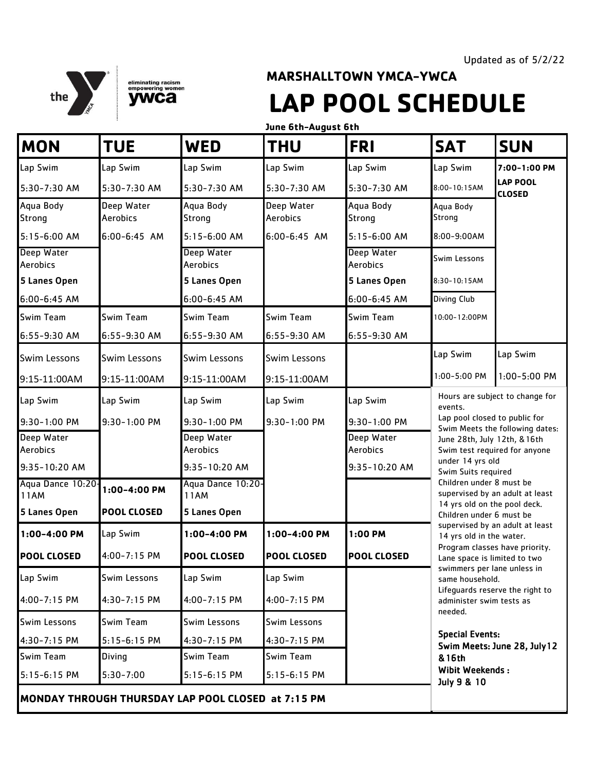Updated as of 5/2/22

eliminating racism
empowering women
ywca

## MARSHALLTOWN YMCA-YWCA

# LAP POOL SCHEDULE

**June 6th-August 6th**

| MON | TUE | WED | THU | FRI | SAT | SUN |
|---|---|---|---|---|---|---|
| Lap Swim 5:30-7:30 AM | Lap Swim 5:30-7:30 AM | Lap Swim 5:30-7:30 AM | Lap Swim 5:30-7:30 AM | Lap Swim 5:30-7:30 AM | Lap Swim 8:00-10:15AM | **7:00-1:00 PM LAP POOL CLOSED** |
| Aqua Body Strong 5:15-6:00 AM | Deep Water Aerobics 6:00-6:45 AM | Aqua Body Strong 5:15-6:00 AM | Deep Water Aerobics 6:00-6:45 AM | Aqua Body Strong 5:15-6:00 AM | Aqua Body Strong 8:00-9:00AM | |
| Deep Water Aerobics **5 Lanes Open** 6:00-6:45 AM | | Deep Water Aerobics **5 Lanes Open** 6:00-6:45 AM | | Deep Water Aerobics **5 Lanes Open** 6:00-6:45 AM | Swim Lessons 8:30-10:15AM | |
| | | | | | Diving Club 10:00-12:00PM | |
| Swim Team 6:55-9:30 AM | Swim Team 6:55-9:30 AM | Swim Team 6:55-9:30 AM | Swim Team 6:55-9:30 AM | Swim Team 6:55-9:30 AM | | |
| Swim Lessons 9:15-11:00AM | Swim Lessons 9:15-11:00AM | Swim Lessons 9:15-11:00AM | Swim Lessons 9:15-11:00AM | | Lap Swim 1:00-5:00 PM | Lap Swim 1:00-5:00 PM |
| Lap Swim 9:30-1:00 PM | Lap Swim 9:30-1:00 PM | Lap Swim 9:30-1:00 PM | Lap Swim 9:30-1:00 PM | Lap Swim 9:30-1:00 PM | | |
| Deep Water Aerobics 9:35-10:20 AM | | Deep Water Aerobics 9:35-10:20 AM | | Deep Water Aerobics 9:35-10:20 AM | | |
| Aqua Dance 10:20-11AM **5 Lanes Open** | **1:00-4:00 PM POOL CLOSED** | Aqua Dance 10:20-11AM **5 Lanes Open** | | | | |
| **1:00-4:00 PM POOL CLOSED** | Lap Swim 4:00-7:15 PM | **1:00-4:00 PM POOL CLOSED** | **1:00-4:00 PM POOL CLOSED** | **1:00 PM POOL CLOSED** | | |
| Lap Swim 4:00-7:15 PM | Swim Lessons 4:30-7:15 PM | Lap Swim 4:00-7:15 PM | Lap Swim 4:00-7:15 PM | | | |
| Swim Lessons 4:30-7:15 PM | Swim Team 5:15-6:15 PM | Swim Lessons 4:30-7:15 PM | Swim Lessons 4:30-7:15 PM | | | |
| Swim Team 5:15-6:15 PM | Diving 5:30-7:00 | Swim Team 5:15-6:15 PM | Swim Team 5:15-6:15 PM | | | |

**MONDAY THROUGH THURSDAY LAP POOL CLOSED at 7:15 PM**

Hours are subject to change for events.
Lap pool closed to public for Swim Meets the following dates: June 28th, July 12th, & 16th
Swim test required for anyone under 14 yrs old
Swim Suits required
Children under 8 must be supervised by an adult at least 14 yrs old on the pool deck.
Children under 6 must be supervised by an adult at least 14 yrs old in the water.
Program classes have priority.
Lane space is limited to two swimmers per lane unless in same household.
Lifeguards reserve the right to administer swim tests as needed.

**Special Events:**
**Swim Meets: June 28, July12 & 16th**
**Wibit Weekends : July 9 & 10**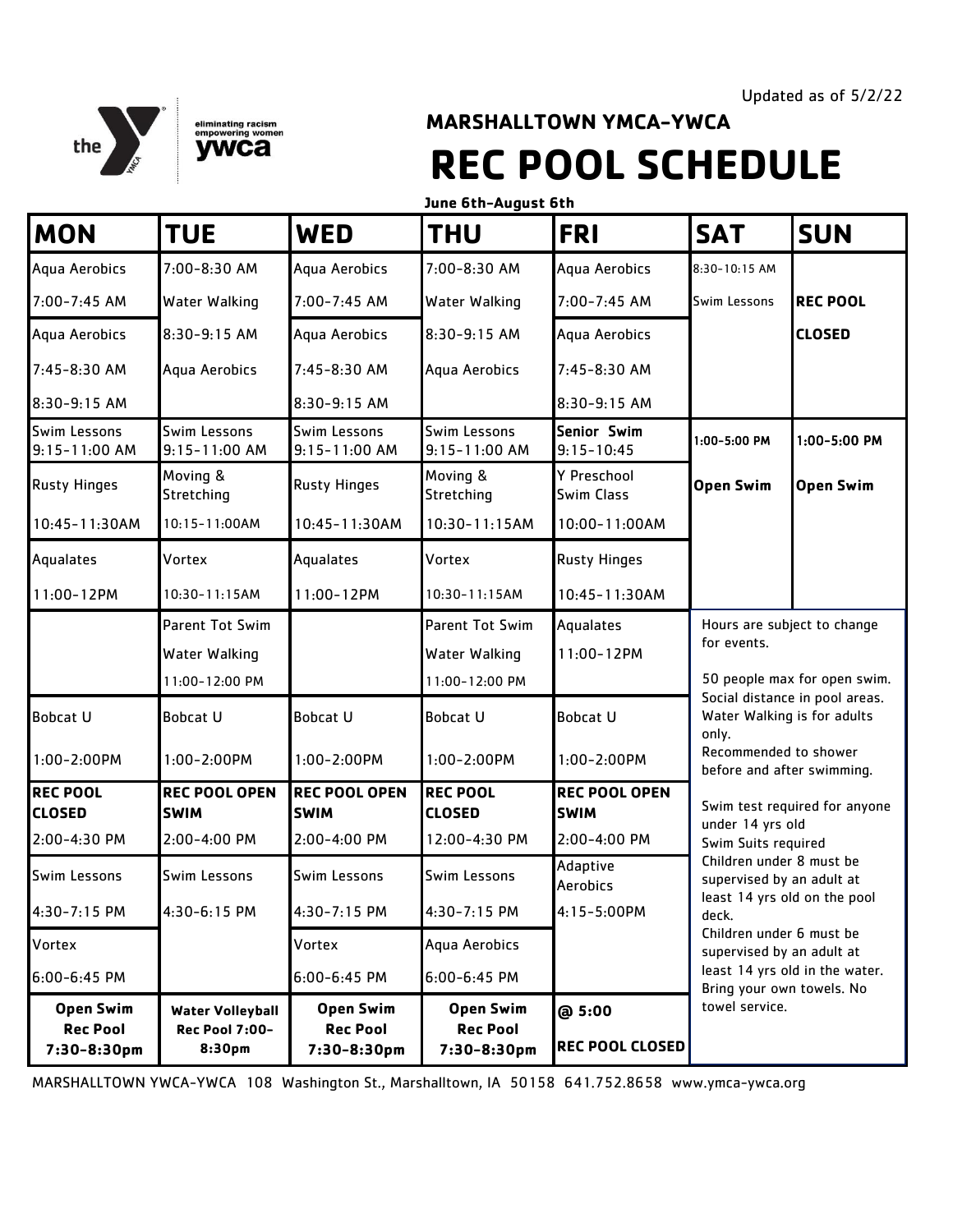Updated as of 5/2/22

## MARSHALLTOWN YMCA-YWCA

# REC POOL SCHEDULE

**June 6th-August 6th**

| MON | TUE | WED | THU | FRI | SAT | SUN |
|---|---|---|---|---|---|---|
| Aqua Aerobics 7:00-7:45 AM | 7:00-8:30 AM Water Walking | Aqua Aerobics 7:00-7:45 AM | 7:00-8:30 AM Water Walking | Aqua Aerobics 7:00-7:45 AM | 8:30-10:15 AM Swim Lessons | **REC POOL CLOSED** |
| Aqua Aerobics 7:45-8:30 AM 8:30-9:15 AM | 8:30-9:15 AM Aqua Aerobics | Aqua Aerobics 7:45-8:30 AM 8:30-9:15 AM | 8:30-9:15 AM Aqua Aerobics | Aqua Aerobics 7:45-8:30 AM 8:30-9:15 AM | | |
| Swim Lessons 9:15-11:00 AM | Swim Lessons 9:15-11:00 AM | Swim Lessons 9:15-11:00 AM | Swim Lessons 9:15-11:00 AM | **Senior Swim** 9:15-10:45 | 1:00-5:00 PM **Open Swim** | 1:00-5:00 PM **Open Swim** |
| Rusty Hinges 10:45-11:30AM | Moving & Stretching 10:15-11:00AM | Rusty Hinges 10:45-11:30AM | Moving & Stretching 10:30-11:15AM | Y Preschool Swim Class 10:00-11:00AM | | |
| Aqualates 11:00-12PM | Vortex 10:30-11:15AM | Aqualates 11:00-12PM | Vortex 10:30-11:15AM | Rusty Hinges 10:45-11:30AM | | |
| | Parent Tot Swim Water Walking 11:00-12:00 PM | | Parent Tot Swim Water Walking 11:00-12:00 PM | Aqualates 11:00-12PM | | |
| Bobcat U 1:00-2:00PM | Bobcat U 1:00-2:00PM | Bobcat U 1:00-2:00PM | Bobcat U 1:00-2:00PM | Bobcat U 1:00-2:00PM | | |
| **REC POOL CLOSED** 2:00-4:30 PM | **REC POOL OPEN SWIM** 2:00-4:00 PM | **REC POOL OPEN SWIM** 2:00-4:00 PM | **REC POOL CLOSED** 12:00-4:30 PM | **REC POOL OPEN SWIM** 2:00-4:00 PM | | |
| Swim Lessons 4:30-7:15 PM | Swim Lessons 4:30-6:15 PM | Swim Lessons 4:30-7:15 PM | Swim Lessons 4:30-7:15 PM | Adaptive Aerobics 4:15-5:00PM | | |
| Vortex 6:00-6:45 PM | | Vortex 6:00-6:45 PM | Aqua Aerobics 6:00-6:45 PM | | | |
| **Open Swim Rec Pool 7:30-8:30pm** | **Water Volleyball Rec Pool 7:00-8:30pm** | **Open Swim Rec Pool 7:30-8:30pm** | **Open Swim Rec Pool 7:30-8:30pm** | **@ 5:00 REC POOL CLOSED** | | |

Hours are subject to change for events.

50 people max for open swim. Social distance in pool areas. Water Walking is for adults only.
Recommended to shower before and after swimming.

Swim test required for anyone under 14 yrs old
Swim Suits required
Children under 8 must be supervised by an adult at least 14 yrs old on the pool deck.
Children under 6 must be supervised by an adult at least 14 yrs old in the water.
Bring your own towels. No towel service.

MARSHALLTOWN YWCA-YWCA 108 Washington St., Marshalltown, IA 50158 641.752.8658 www.ymca-ywca.org